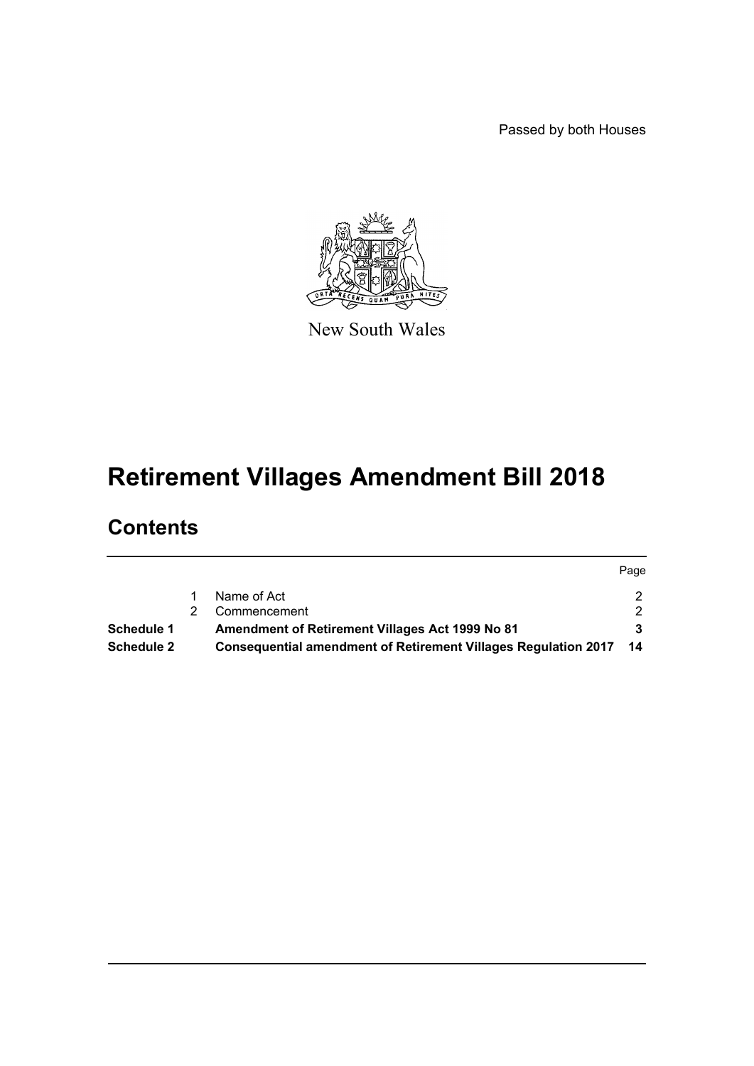Passed by both Houses

New South Wales

# Retirement Villages Amendment Bill 2018

## Contents

| | | | Page |
|---|---|---|---|
| | 1 | Name of Act | 2 |
| | 2 | Commencement | 2 |
| **Schedule 1** | | **Amendment of Retirement Villages Act 1999 No 81** | **3** |
| **Schedule 2** | | **Consequential amendment of Retirement Villages Regulation 2017** | **14** |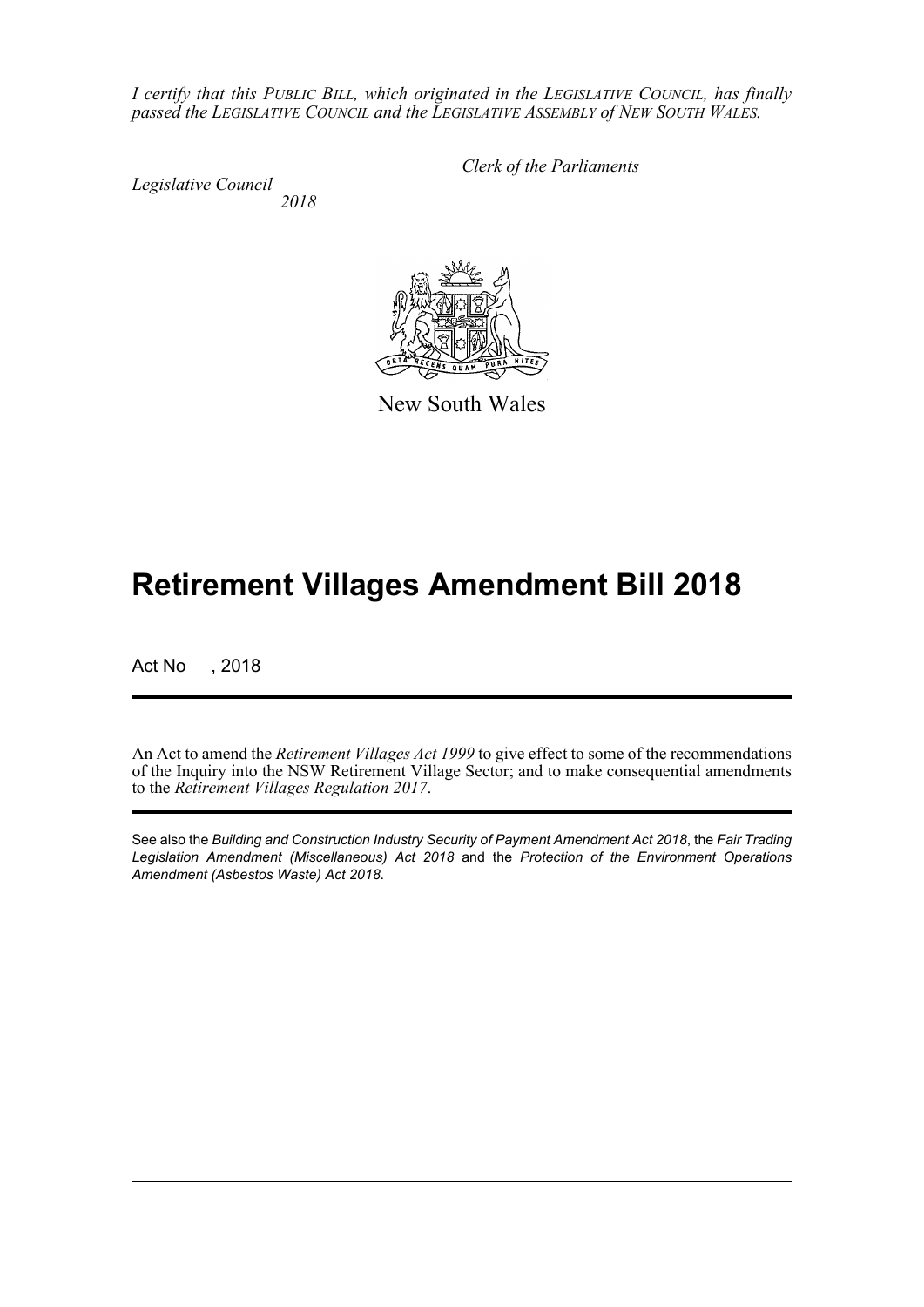*I certify that this PUBLIC BILL, which originated in the LEGISLATIVE COUNCIL, has finally passed the LEGISLATIVE COUNCIL and the LEGISLATIVE ASSEMBLY of NEW SOUTH WALES.*

*Clerk of the Parliaments*

*Legislative Council*
*2018*

New South Wales

# Retirement Villages Amendment Bill 2018

Act No , 2018

An Act to amend the *Retirement Villages Act 1999* to give effect to some of the recommendations of the Inquiry into the NSW Retirement Village Sector; and to make consequential amendments to the *Retirement Villages Regulation 2017*.

See also the *Building and Construction Industry Security of Payment Amendment Act 2018*, the *Fair Trading Legislation Amendment (Miscellaneous) Act 2018* and the *Protection of the Environment Operations Amendment (Asbestos Waste) Act 2018*.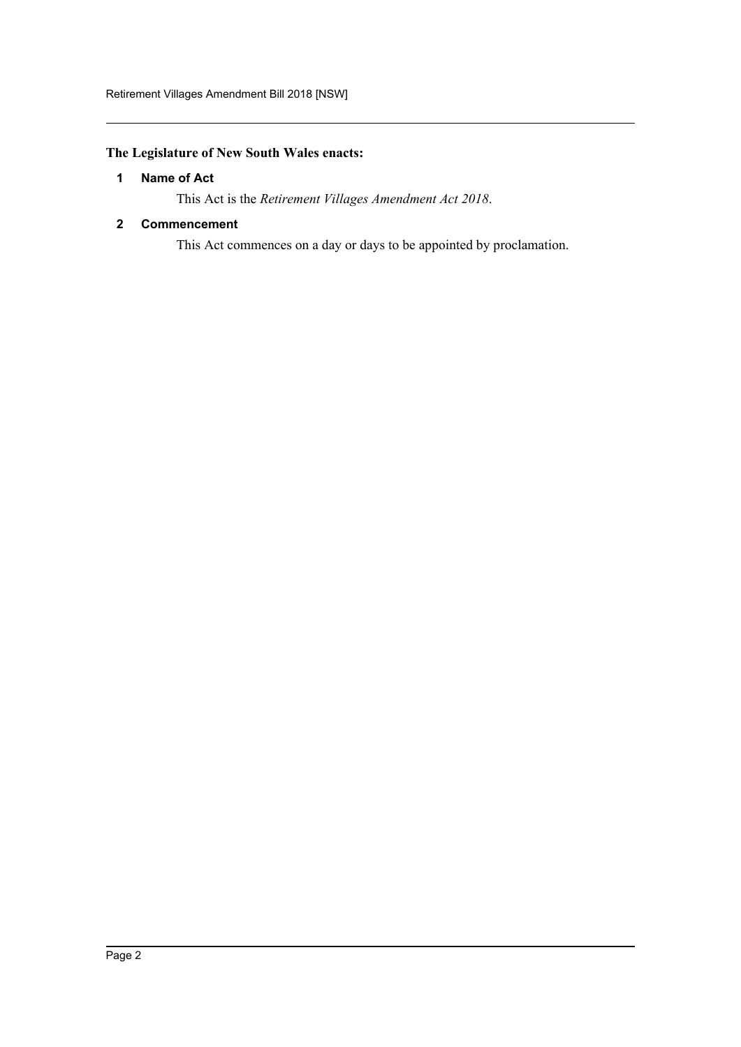**The Legislature of New South Wales enacts:**

### 1 Name of Act

This Act is the *Retirement Villages Amendment Act 2018*.

### 2 Commencement

This Act commences on a day or days to be appointed by proclamation.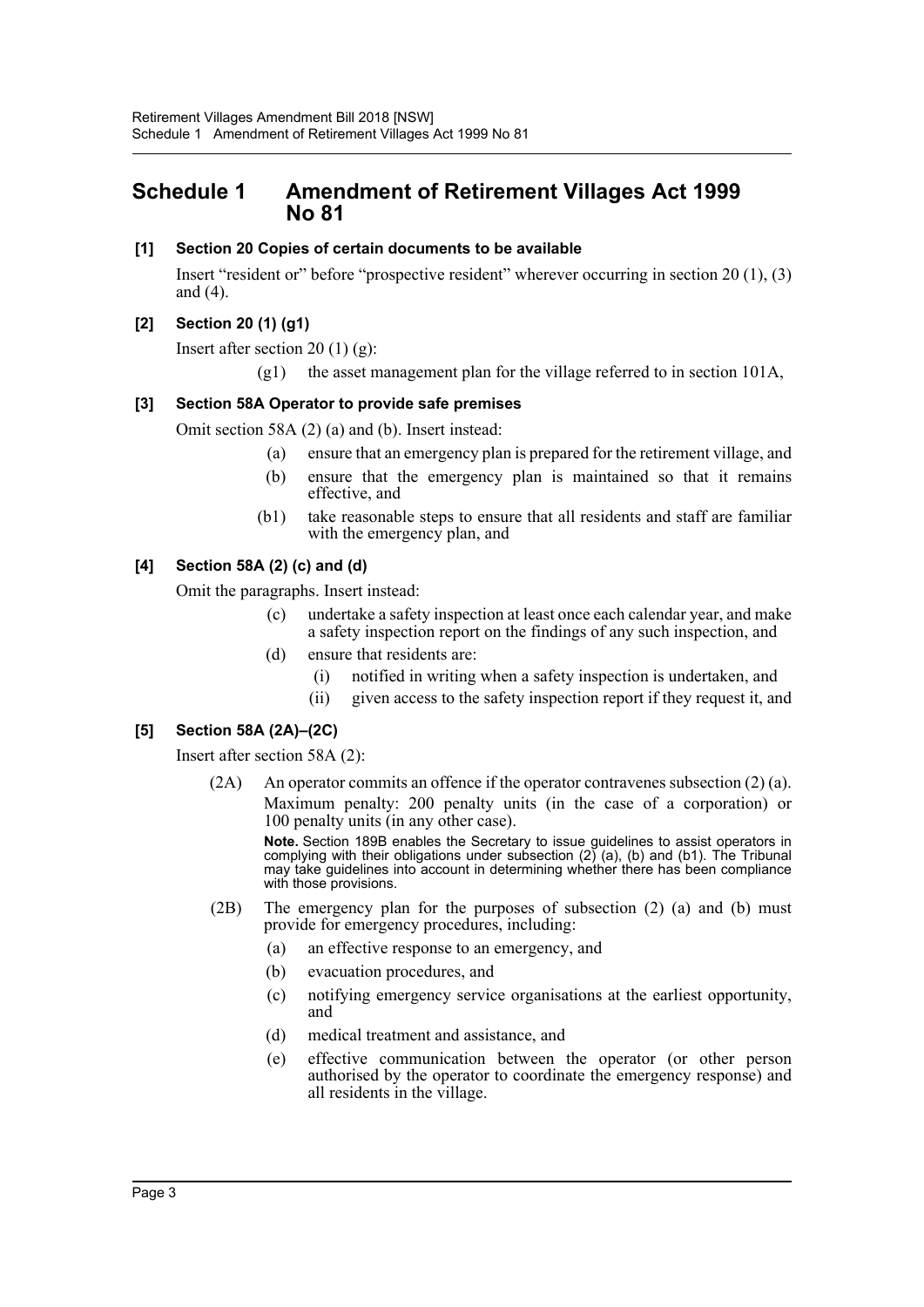# Schedule 1 Amendment of Retirement Villages Act 1999 No 81

**[1] Section 20 Copies of certain documents to be available**

Insert "resident or" before "prospective resident" wherever occurring in section 20 (1), (3) and (4).

**[2] Section 20 (1) (g1)**

Insert after section 20 (1) (g):

> (g1) the asset management plan for the village referred to in section 101A,

**[3] Section 58A Operator to provide safe premises**

Omit section 58A (2) (a) and (b). Insert instead:

> (a) ensure that an emergency plan is prepared for the retirement village, and
>
> (b) ensure that the emergency plan is maintained so that it remains effective, and
>
> (b1) take reasonable steps to ensure that all residents and staff are familiar with the emergency plan, and

**[4] Section 58A (2) (c) and (d)**

Omit the paragraphs. Insert instead:

> (c) undertake a safety inspection at least once each calendar year, and make a safety inspection report on the findings of any such inspection, and
>
> (d) ensure that residents are:
>
> (i) notified in writing when a safety inspection is undertaken, and
>
> (ii) given access to the safety inspection report if they request it, and

**[5] Section 58A (2A)–(2C)**

Insert after section 58A (2):

> (2A) An operator commits an offence if the operator contravenes subsection (2) (a).
>
> Maximum penalty: 200 penalty units (in the case of a corporation) or 100 penalty units (in any other case).
>
> **Note.** Section 189B enables the Secretary to issue guidelines to assist operators in complying with their obligations under subsection (2) (a), (b) and (b1). The Tribunal may take guidelines into account in determining whether there has been compliance with those provisions.
>
> (2B) The emergency plan for the purposes of subsection (2) (a) and (b) must provide for emergency procedures, including:
>
> (a) an effective response to an emergency, and
>
> (b) evacuation procedures, and
>
> (c) notifying emergency service organisations at the earliest opportunity, and
>
> (d) medical treatment and assistance, and
>
> (e) effective communication between the operator (or other person authorised by the operator to coordinate the emergency response) and all residents in the village.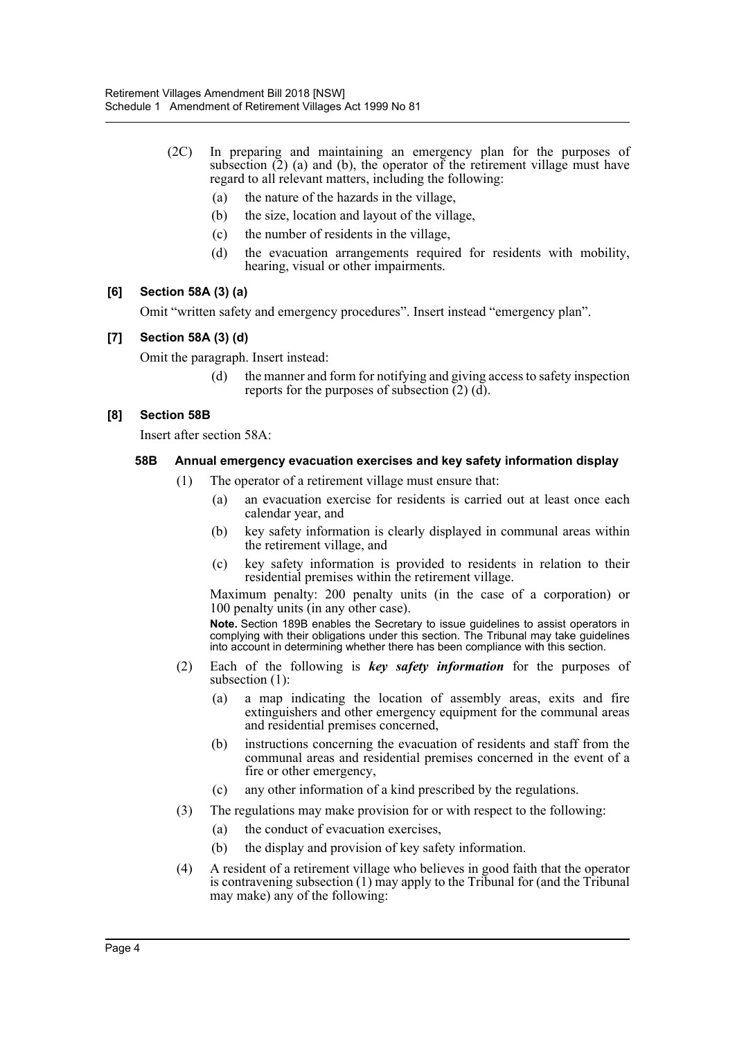(2C) In preparing and maintaining an emergency plan for the purposes of subsection (2) (a) and (b), the operator of the retirement village must have regard to all relevant matters, including the following:

(a) the nature of the hazards in the village,

(b) the size, location and layout of the village,

(c) the number of residents in the village,

(d) the evacuation arrangements required for residents with mobility, hearing, visual or other impairments.

### [6] Section 58A (3) (a)

Omit "written safety and emergency procedures". Insert instead "emergency plan".

### [7] Section 58A (3) (d)

Omit the paragraph. Insert instead:

(d) the manner and form for notifying and giving access to safety inspection reports for the purposes of subsection (2) (d).

### [8] Section 58B

Insert after section 58A:

#### 58B Annual emergency evacuation exercises and key safety information display

(1) The operator of a retirement village must ensure that:

(a) an evacuation exercise for residents is carried out at least once each calendar year, and

(b) key safety information is clearly displayed in communal areas within the retirement village, and

(c) key safety information is provided to residents in relation to their residential premises within the retirement village.

Maximum penalty: 200 penalty units (in the case of a corporation) or 100 penalty units (in any other case).

**Note.** Section 189B enables the Secretary to issue guidelines to assist operators in complying with their obligations under this section. The Tribunal may take guidelines into account in determining whether there has been compliance with this section.

(2) Each of the following is ***key safety information*** for the purposes of subsection (1):

(a) a map indicating the location of assembly areas, exits and fire extinguishers and other emergency equipment for the communal areas and residential premises concerned,

(b) instructions concerning the evacuation of residents and staff from the communal areas and residential premises concerned in the event of a fire or other emergency,

(c) any other information of a kind prescribed by the regulations.

(3) The regulations may make provision for or with respect to the following:

(a) the conduct of evacuation exercises,

(b) the display and provision of key safety information.

(4) A resident of a retirement village who believes in good faith that the operator is contravening subsection (1) may apply to the Tribunal for (and the Tribunal may make) any of the following: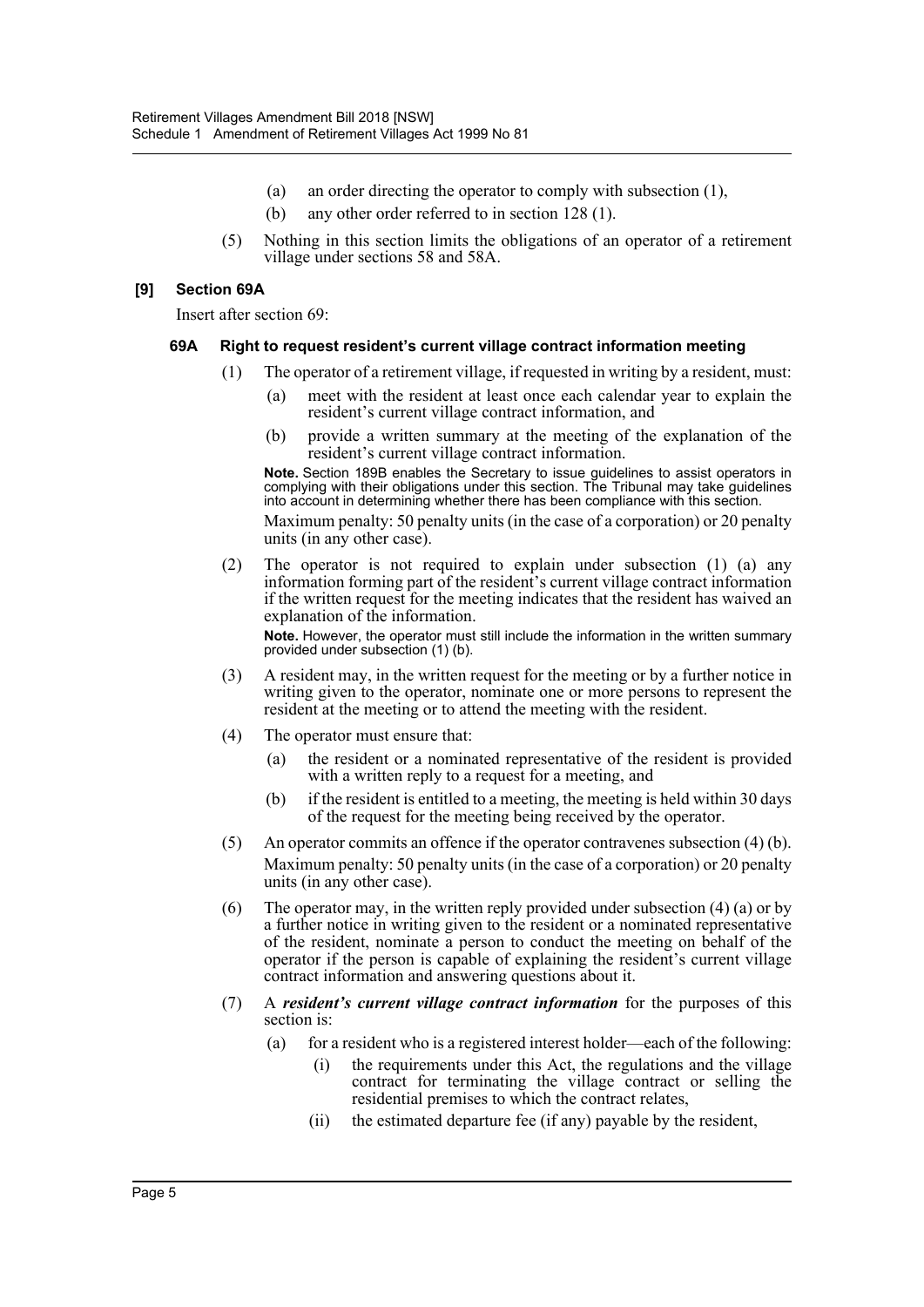(a) an order directing the operator to comply with subsection (1),

(b) any other order referred to in section 128 (1).

(5) Nothing in this section limits the obligations of an operator of a retirement village under sections 58 and 58A.

### [9] Section 69A

Insert after section 69:

#### 69A Right to request resident's current village contract information meeting

(1) The operator of a retirement village, if requested in writing by a resident, must:

(a) meet with the resident at least once each calendar year to explain the resident's current village contract information, and

(b) provide a written summary at the meeting of the explanation of the resident's current village contract information.

**Note.** Section 189B enables the Secretary to issue guidelines to assist operators in complying with their obligations under this section. The Tribunal may take guidelines into account in determining whether there has been compliance with this section.

Maximum penalty: 50 penalty units (in the case of a corporation) or 20 penalty units (in any other case).

(2) The operator is not required to explain under subsection (1) (a) any information forming part of the resident's current village contract information if the written request for the meeting indicates that the resident has waived an explanation of the information.

**Note.** However, the operator must still include the information in the written summary provided under subsection (1) (b).

(3) A resident may, in the written request for the meeting or by a further notice in writing given to the operator, nominate one or more persons to represent the resident at the meeting or to attend the meeting with the resident.

(4) The operator must ensure that:

(a) the resident or a nominated representative of the resident is provided with a written reply to a request for a meeting, and

(b) if the resident is entitled to a meeting, the meeting is held within 30 days of the request for the meeting being received by the operator.

(5) An operator commits an offence if the operator contravenes subsection (4) (b).

Maximum penalty: 50 penalty units (in the case of a corporation) or 20 penalty units (in any other case).

(6) The operator may, in the written reply provided under subsection (4) (a) or by a further notice in writing given to the resident or a nominated representative of the resident, nominate a person to conduct the meeting on behalf of the operator if the person is capable of explaining the resident's current village contract information and answering questions about it.

(7) A ***resident's current village contract information*** for the purposes of this section is:

(a) for a resident who is a registered interest holder—each of the following:

(i) the requirements under this Act, the regulations and the village contract for terminating the village contract or selling the residential premises to which the contract relates,

(ii) the estimated departure fee (if any) payable by the resident,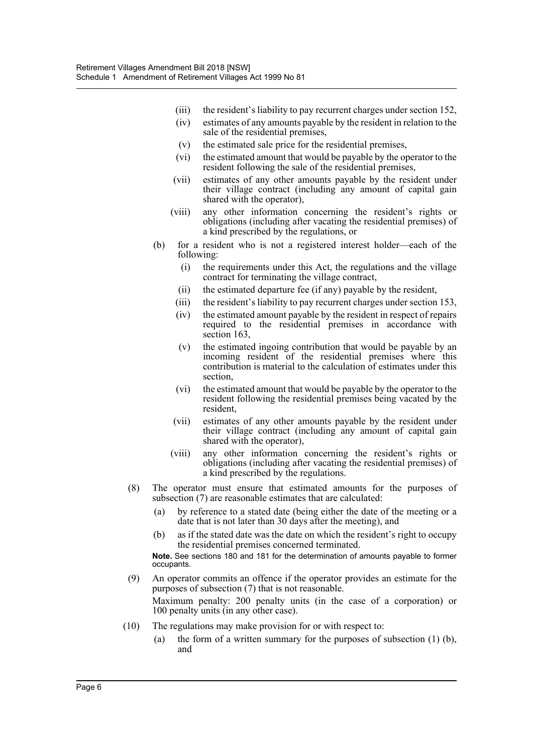(iii) the resident's liability to pay recurrent charges under section 152,

(iv) estimates of any amounts payable by the resident in relation to the sale of the residential premises,

(v) the estimated sale price for the residential premises,

(vi) the estimated amount that would be payable by the operator to the resident following the sale of the residential premises,

(vii) estimates of any other amounts payable by the resident under their village contract (including any amount of capital gain shared with the operator),

(viii) any other information concerning the resident's rights or obligations (including after vacating the residential premises) of a kind prescribed by the regulations, or

(b) for a resident who is not a registered interest holder—each of the following:

(i) the requirements under this Act, the regulations and the village contract for terminating the village contract,

(ii) the estimated departure fee (if any) payable by the resident,

(iii) the resident's liability to pay recurrent charges under section 153,

(iv) the estimated amount payable by the resident in respect of repairs required to the residential premises in accordance with section 163,

(v) the estimated ingoing contribution that would be payable by an incoming resident of the residential premises where this contribution is material to the calculation of estimates under this section,

(vi) the estimated amount that would be payable by the operator to the resident following the residential premises being vacated by the resident,

(vii) estimates of any other amounts payable by the resident under their village contract (including any amount of capital gain shared with the operator),

(viii) any other information concerning the resident's rights or obligations (including after vacating the residential premises) of a kind prescribed by the regulations.

(8) The operator must ensure that estimated amounts for the purposes of subsection (7) are reasonable estimates that are calculated:

(a) by reference to a stated date (being either the date of the meeting or a date that is not later than 30 days after the meeting), and

(b) as if the stated date was the date on which the resident's right to occupy the residential premises concerned terminated.

**Note.** See sections 180 and 181 for the determination of amounts payable to former occupants.

(9) An operator commits an offence if the operator provides an estimate for the purposes of subsection (7) that is not reasonable.

Maximum penalty: 200 penalty units (in the case of a corporation) or 100 penalty units (in any other case).

(10) The regulations may make provision for or with respect to:

(a) the form of a written summary for the purposes of subsection (1) (b), and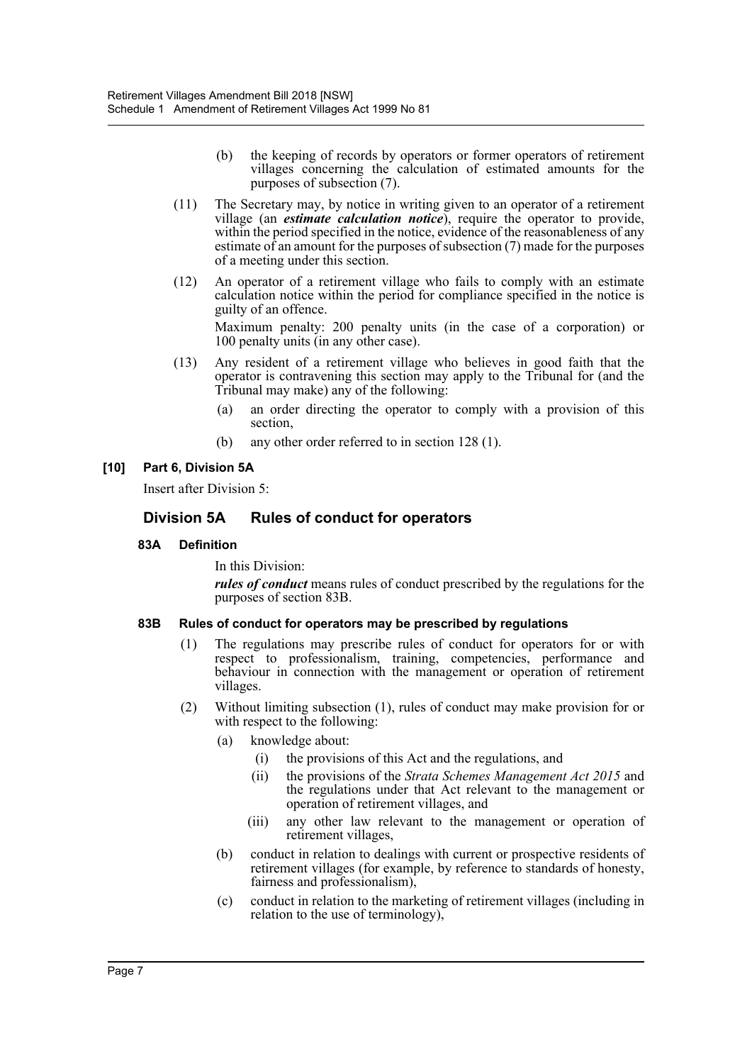(b) the keeping of records by operators or former operators of retirement villages concerning the calculation of estimated amounts for the purposes of subsection (7).

(11) The Secretary may, by notice in writing given to an operator of a retirement village (an ***estimate calculation notice***), require the operator to provide, within the period specified in the notice, evidence of the reasonableness of any estimate of an amount for the purposes of subsection (7) made for the purposes of a meeting under this section.

(12) An operator of a retirement village who fails to comply with an estimate calculation notice within the period for compliance specified in the notice is guilty of an offence.

Maximum penalty: 200 penalty units (in the case of a corporation) or 100 penalty units (in any other case).

(13) Any resident of a retirement village who believes in good faith that the operator is contravening this section may apply to the Tribunal for (and the Tribunal may make) any of the following:

(a) an order directing the operator to comply with a provision of this section,

(b) any other order referred to in section 128 (1).

**[10] Part 6, Division 5A**

Insert after Division 5:

## Division 5A Rules of conduct for operators

### 83A Definition

In this Division:

***rules of conduct*** means rules of conduct prescribed by the regulations for the purposes of section 83B.

### 83B Rules of conduct for operators may be prescribed by regulations

(1) The regulations may prescribe rules of conduct for operators for or with respect to professionalism, training, competencies, performance and behaviour in connection with the management or operation of retirement villages.

(2) Without limiting subsection (1), rules of conduct may make provision for or with respect to the following:

(a) knowledge about:

(i) the provisions of this Act and the regulations, and

(ii) the provisions of the *Strata Schemes Management Act 2015* and the regulations under that Act relevant to the management or operation of retirement villages, and

(iii) any other law relevant to the management or operation of retirement villages,

(b) conduct in relation to dealings with current or prospective residents of retirement villages (for example, by reference to standards of honesty, fairness and professionalism),

(c) conduct in relation to the marketing of retirement villages (including in relation to the use of terminology),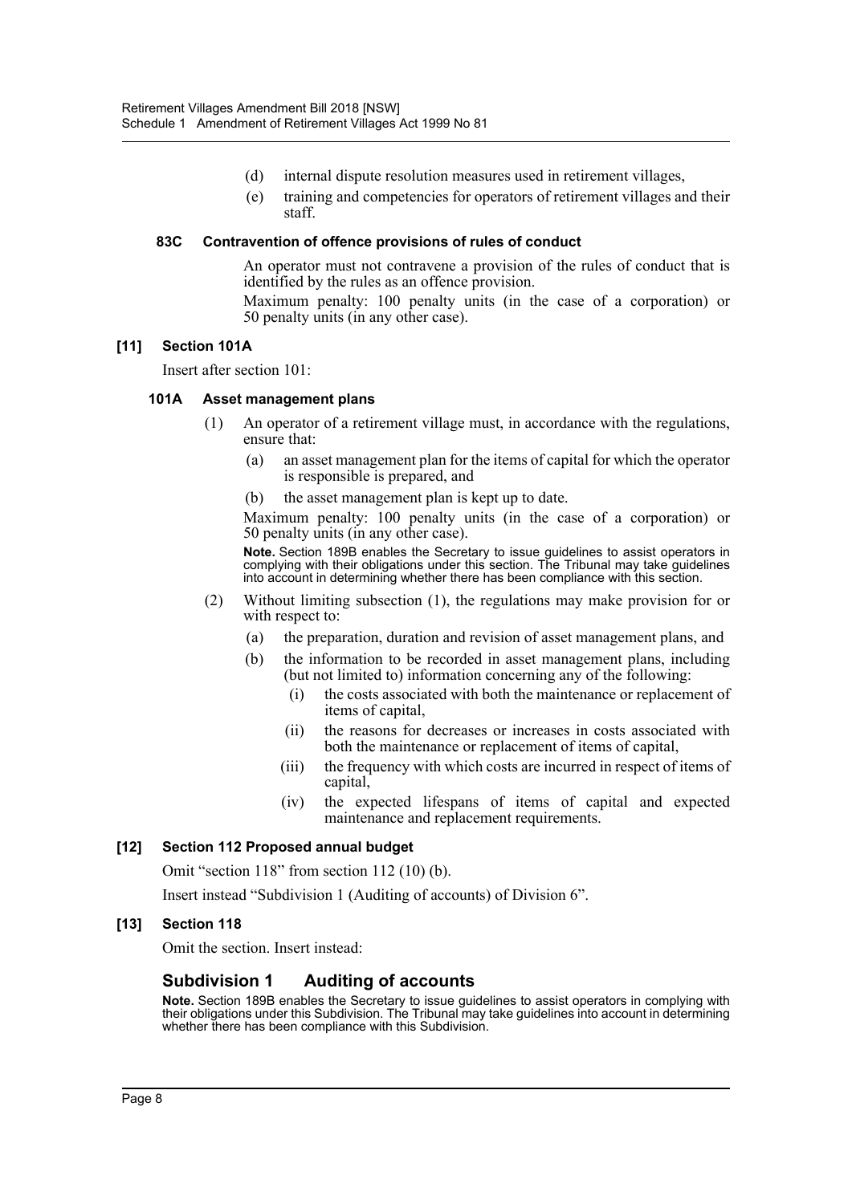(d) internal dispute resolution measures used in retirement villages,

(e) training and competencies for operators of retirement villages and their staff.

**83C Contravention of offence provisions of rules of conduct**

An operator must not contravene a provision of the rules of conduct that is identified by the rules as an offence provision.

Maximum penalty: 100 penalty units (in the case of a corporation) or 50 penalty units (in any other case).

**[11] Section 101A**

Insert after section 101:

**101A Asset management plans**

(1) An operator of a retirement village must, in accordance with the regulations, ensure that:

(a) an asset management plan for the items of capital for which the operator is responsible is prepared, and

(b) the asset management plan is kept up to date.

Maximum penalty: 100 penalty units (in the case of a corporation) or 50 penalty units (in any other case).

**Note.** Section 189B enables the Secretary to issue guidelines to assist operators in complying with their obligations under this section. The Tribunal may take guidelines into account in determining whether there has been compliance with this section.

(2) Without limiting subsection (1), the regulations may make provision for or with respect to:

(a) the preparation, duration and revision of asset management plans, and

(b) the information to be recorded in asset management plans, including (but not limited to) information concerning any of the following:

(i) the costs associated with both the maintenance or replacement of items of capital,

(ii) the reasons for decreases or increases in costs associated with both the maintenance or replacement of items of capital,

(iii) the frequency with which costs are incurred in respect of items of capital,

(iv) the expected lifespans of items of capital and expected maintenance and replacement requirements.

**[12] Section 112 Proposed annual budget**

Omit "section 118" from section 112 (10) (b).

Insert instead "Subdivision 1 (Auditing of accounts) of Division 6".

**[13] Section 118**

Omit the section. Insert instead:

## Subdivision 1 Auditing of accounts

**Note.** Section 189B enables the Secretary to issue guidelines to assist operators in complying with their obligations under this Subdivision. The Tribunal may take guidelines into account in determining whether there has been compliance with this Subdivision.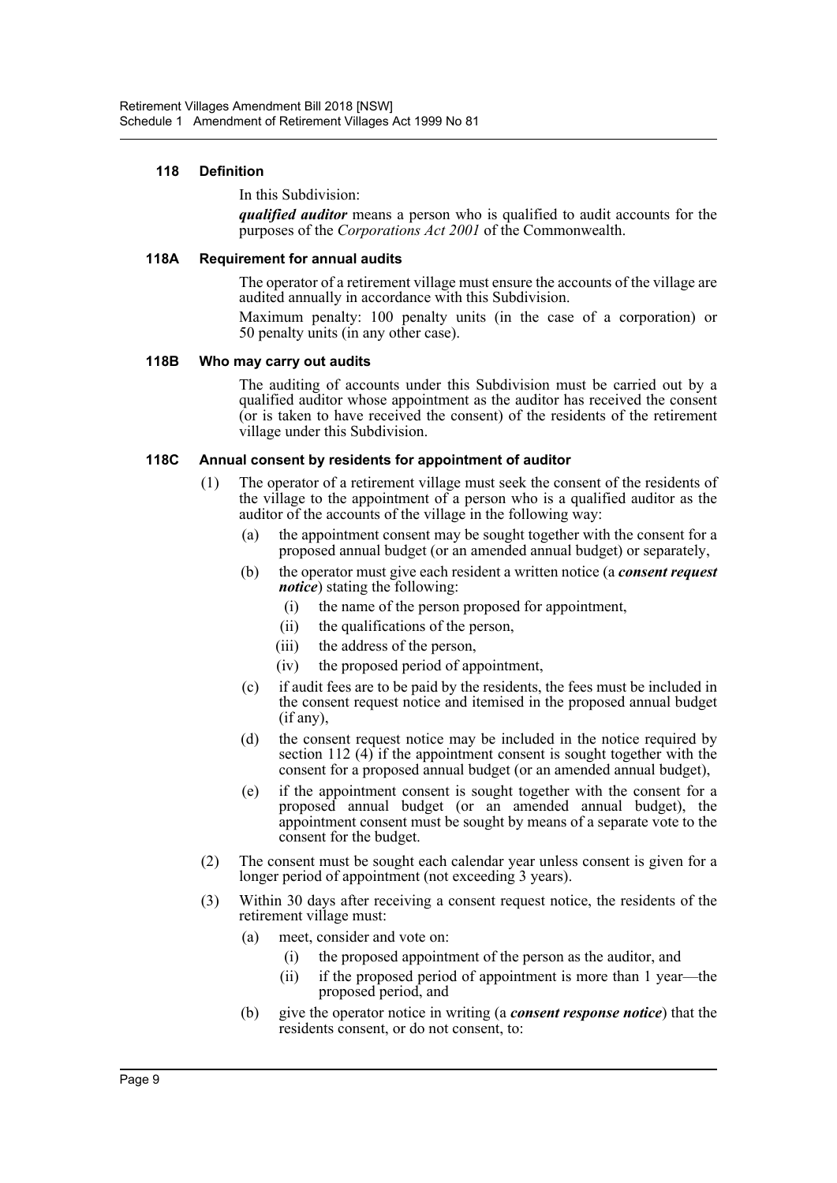#### 118 Definition

In this Subdivision:

***qualified auditor*** means a person who is qualified to audit accounts for the purposes of the *Corporations Act 2001* of the Commonwealth.

#### 118A Requirement for annual audits

The operator of a retirement village must ensure the accounts of the village are audited annually in accordance with this Subdivision.

Maximum penalty: 100 penalty units (in the case of a corporation) or 50 penalty units (in any other case).

#### 118B Who may carry out audits

The auditing of accounts under this Subdivision must be carried out by a qualified auditor whose appointment as the auditor has received the consent (or is taken to have received the consent) of the residents of the retirement village under this Subdivision.

#### 118C Annual consent by residents for appointment of auditor

(1) The operator of a retirement village must seek the consent of the residents of the village to the appointment of a person who is a qualified auditor as the auditor of the accounts of the village in the following way:

- (a) the appointment consent may be sought together with the consent for a proposed annual budget (or an amended annual budget) or separately,
- (b) the operator must give each resident a written notice (a ***consent request notice***) stating the following:
  - (i) the name of the person proposed for appointment,
  - (ii) the qualifications of the person,
  - (iii) the address of the person,
  - (iv) the proposed period of appointment,
- (c) if audit fees are to be paid by the residents, the fees must be included in the consent request notice and itemised in the proposed annual budget (if any),
- (d) the consent request notice may be included in the notice required by section 112 (4) if the appointment consent is sought together with the consent for a proposed annual budget (or an amended annual budget),
- (e) if the appointment consent is sought together with the consent for a proposed annual budget (or an amended annual budget), the appointment consent must be sought by means of a separate vote to the consent for the budget.

(2) The consent must be sought each calendar year unless consent is given for a longer period of appointment (not exceeding 3 years).

(3) Within 30 days after receiving a consent request notice, the residents of the retirement village must:

- (a) meet, consider and vote on:
  - (i) the proposed appointment of the person as the auditor, and
  - (ii) if the proposed period of appointment is more than 1 year—the proposed period, and
- (b) give the operator notice in writing (a ***consent response notice***) that the residents consent, or do not consent, to: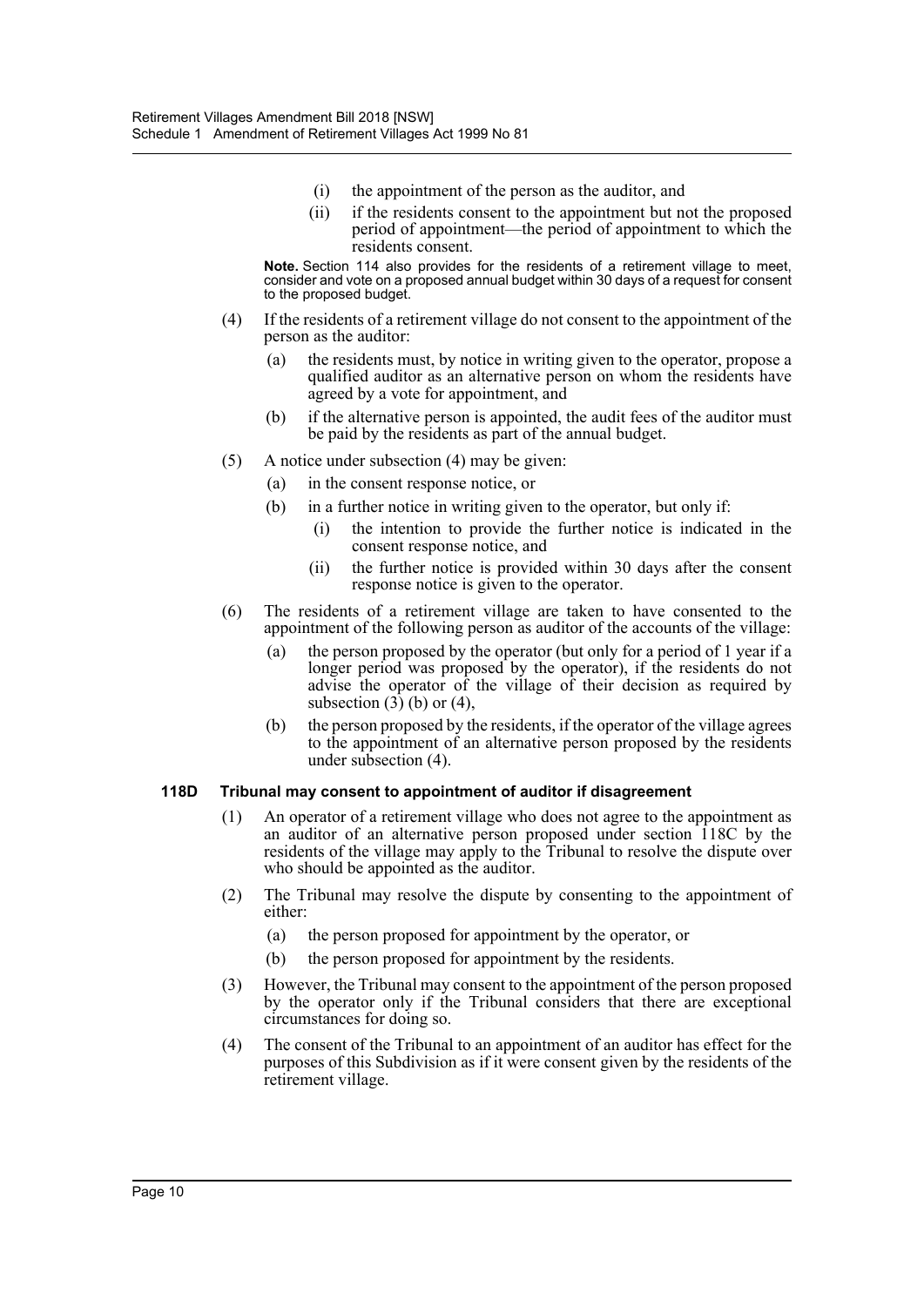(i) the appointment of the person as the auditor, and

(ii) if the residents consent to the appointment but not the proposed period of appointment—the period of appointment to which the residents consent.

**Note.** Section 114 also provides for the residents of a retirement village to meet, consider and vote on a proposed annual budget within 30 days of a request for consent to the proposed budget.

(4) If the residents of a retirement village do not consent to the appointment of the person as the auditor:

(a) the residents must, by notice in writing given to the operator, propose a qualified auditor as an alternative person on whom the residents have agreed by a vote for appointment, and

(b) if the alternative person is appointed, the audit fees of the auditor must be paid by the residents as part of the annual budget.

(5) A notice under subsection (4) may be given:

(a) in the consent response notice, or

(b) in a further notice in writing given to the operator, but only if:

(i) the intention to provide the further notice is indicated in the consent response notice, and

(ii) the further notice is provided within 30 days after the consent response notice is given to the operator.

(6) The residents of a retirement village are taken to have consented to the appointment of the following person as auditor of the accounts of the village:

(a) the person proposed by the operator (but only for a period of 1 year if a longer period was proposed by the operator), if the residents do not advise the operator of the village of their decision as required by subsection (3) (b) or (4),

(b) the person proposed by the residents, if the operator of the village agrees to the appointment of an alternative person proposed by the residents under subsection (4).

#### 118D Tribunal may consent to appointment of auditor if disagreement

(1) An operator of a retirement village who does not agree to the appointment as an auditor of an alternative person proposed under section 118C by the residents of the village may apply to the Tribunal to resolve the dispute over who should be appointed as the auditor.

(2) The Tribunal may resolve the dispute by consenting to the appointment of either:

(a) the person proposed for appointment by the operator, or

(b) the person proposed for appointment by the residents.

(3) However, the Tribunal may consent to the appointment of the person proposed by the operator only if the Tribunal considers that there are exceptional circumstances for doing so.

(4) The consent of the Tribunal to an appointment of an auditor has effect for the purposes of this Subdivision as if it were consent given by the residents of the retirement village.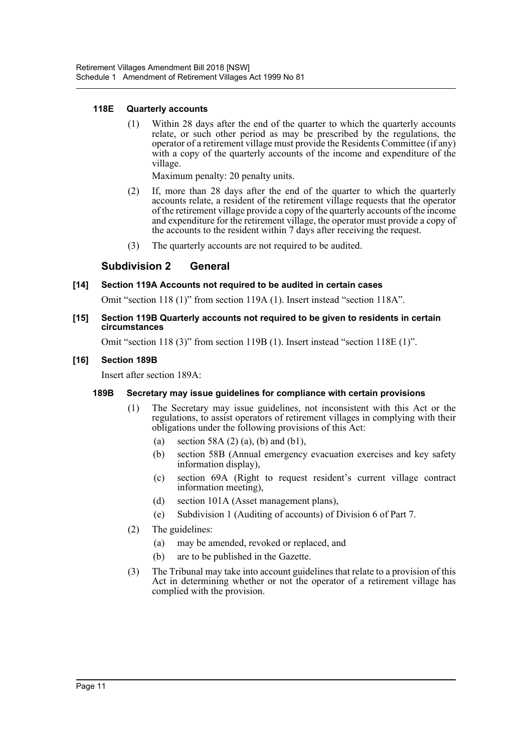#### 118E Quarterly accounts

(1) Within 28 days after the end of the quarter to which the quarterly accounts relate, or such other period as may be prescribed by the regulations, the operator of a retirement village must provide the Residents Committee (if any) with a copy of the quarterly accounts of the income and expenditure of the village.

Maximum penalty: 20 penalty units.

(2) If, more than 28 days after the end of the quarter to which the quarterly accounts relate, a resident of the retirement village requests that the operator of the retirement village provide a copy of the quarterly accounts of the income and expenditure for the retirement village, the operator must provide a copy of the accounts to the resident within 7 days after receiving the request.

(3) The quarterly accounts are not required to be audited.

### Subdivision 2 General

#### [14] Section 119A Accounts not required to be audited in certain cases

Omit "section 118 (1)" from section 119A (1). Insert instead "section 118A".

#### [15] Section 119B Quarterly accounts not required to be given to residents in certain circumstances

Omit "section 118 (3)" from section 119B (1). Insert instead "section 118E (1)".

#### [16] Section 189B

Insert after section 189A:

#### 189B Secretary may issue guidelines for compliance with certain provisions

(1) The Secretary may issue guidelines, not inconsistent with this Act or the regulations, to assist operators of retirement villages in complying with their obligations under the following provisions of this Act:

- (a) section 58A (2) (a), (b) and (b1),
- (b) section 58B (Annual emergency evacuation exercises and key safety information display),
- (c) section 69A (Right to request resident's current village contract information meeting),
- (d) section 101A (Asset management plans),
- (e) Subdivision 1 (Auditing of accounts) of Division 6 of Part 7.

(2) The guidelines:

- (a) may be amended, revoked or replaced, and
- (b) are to be published in the Gazette.

(3) The Tribunal may take into account guidelines that relate to a provision of this Act in determining whether or not the operator of a retirement village has complied with the provision.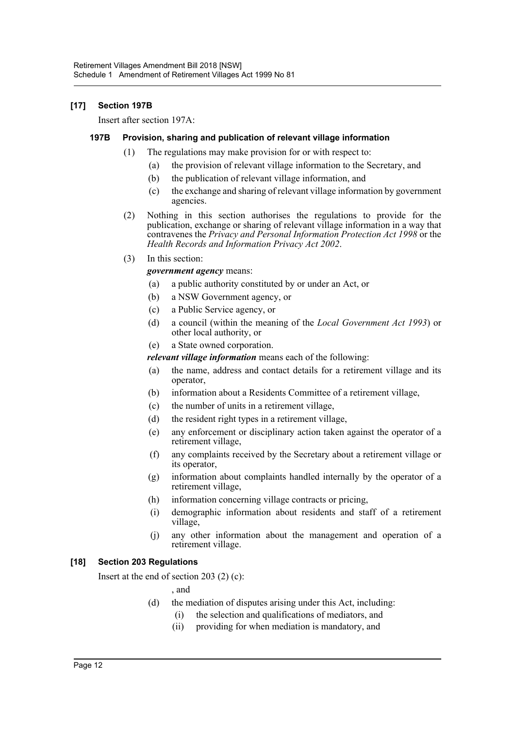### [17] Section 197B

Insert after section 197A:

#### 197B Provision, sharing and publication of relevant village information

(1) The regulations may make provision for or with respect to:

- (a) the provision of relevant village information to the Secretary, and
- (b) the publication of relevant village information, and
- (c) the exchange and sharing of relevant village information by government agencies.

(2) Nothing in this section authorises the regulations to provide for the publication, exchange or sharing of relevant village information in a way that contravenes the *Privacy and Personal Information Protection Act 1998* or the *Health Records and Information Privacy Act 2002*.

(3) In this section:

***government agency*** means:

- (a) a public authority constituted by or under an Act, or
- (b) a NSW Government agency, or
- (c) a Public Service agency, or
- (d) a council (within the meaning of the *Local Government Act 1993*) or other local authority, or
- (e) a State owned corporation.

***relevant village information*** means each of the following:

- (a) the name, address and contact details for a retirement village and its operator,
- (b) information about a Residents Committee of a retirement village,
- (c) the number of units in a retirement village,
- (d) the resident right types in a retirement village,
- (e) any enforcement or disciplinary action taken against the operator of a retirement village,
- (f) any complaints received by the Secretary about a retirement village or its operator,
- (g) information about complaints handled internally by the operator of a retirement village,
- (h) information concerning village contracts or pricing,
- (i) demographic information about residents and staff of a retirement village,
- (j) any other information about the management and operation of a retirement village.

### [18] Section 203 Regulations

Insert at the end of section 203 (2) (c):

, and

- (d) the mediation of disputes arising under this Act, including:
  - (i) the selection and qualifications of mediators, and
  - (ii) providing for when mediation is mandatory, and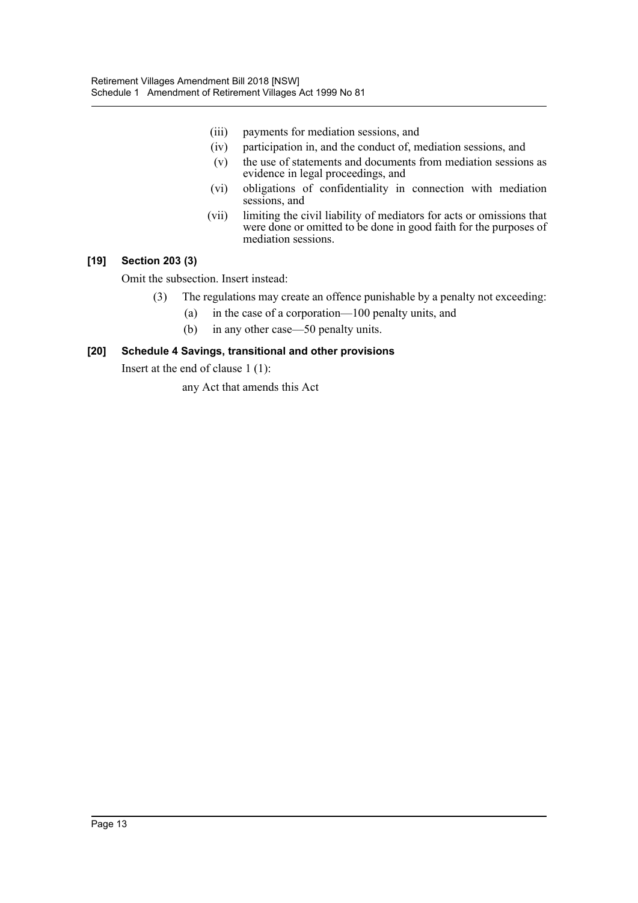(iii) payments for mediation sessions, and

(iv) participation in, and the conduct of, mediation sessions, and

(v) the use of statements and documents from mediation sessions as evidence in legal proceedings, and

(vi) obligations of confidentiality in connection with mediation sessions, and

(vii) limiting the civil liability of mediators for acts or omissions that were done or omitted to be done in good faith for the purposes of mediation sessions.

**[19] Section 203 (3)**

Omit the subsection. Insert instead:

(3) The regulations may create an offence punishable by a penalty not exceeding:

(a) in the case of a corporation—100 penalty units, and

(b) in any other case—50 penalty units.

**[20] Schedule 4 Savings, transitional and other provisions**

Insert at the end of clause 1 (1):

any Act that amends this Act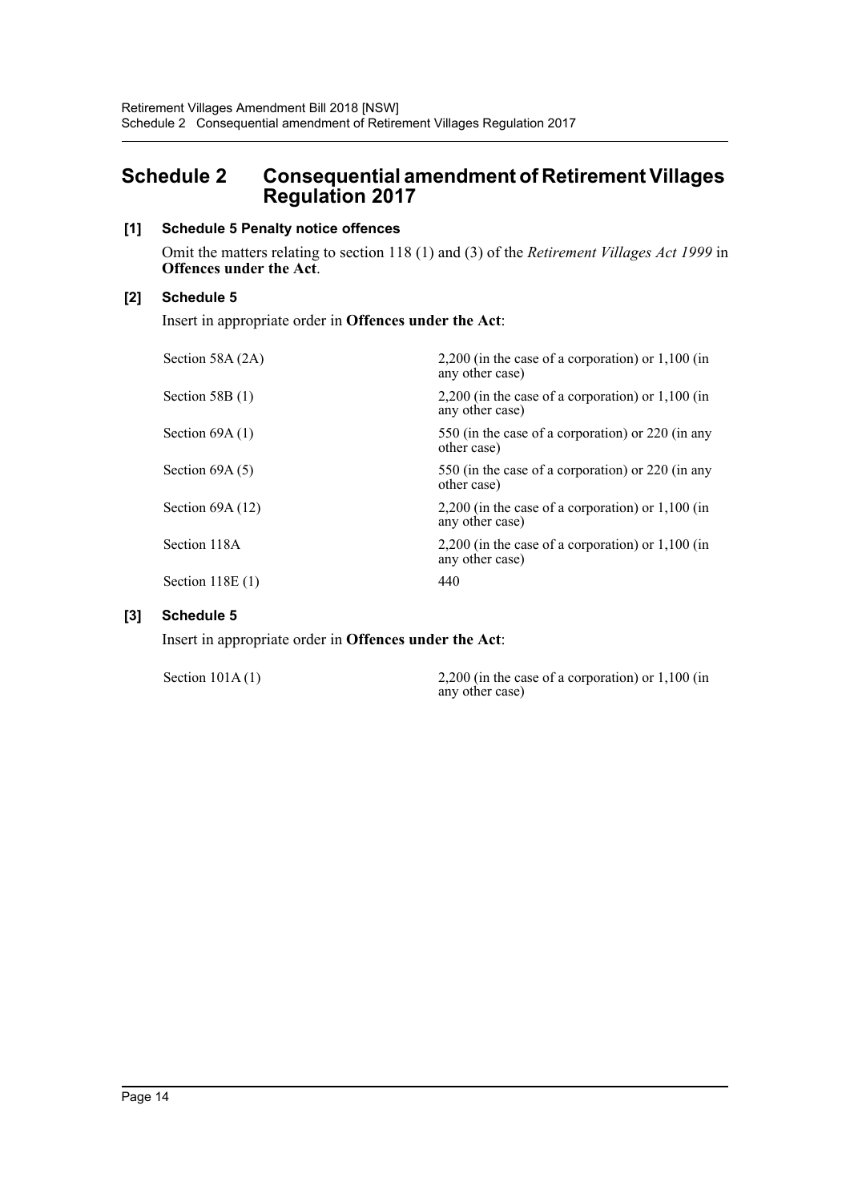## Schedule 2 Consequential amendment of Retirement Villages Regulation 2017

### [1] Schedule 5 Penalty notice offences

Omit the matters relating to section 118 (1) and (3) of the *Retirement Villages Act 1999* in **Offences under the Act**.

### [2] Schedule 5

Insert in appropriate order in **Offences under the Act**:

| | |
|---|---|
| Section 58A (2A) | 2,200 (in the case of a corporation) or 1,100 (in any other case) |
| Section 58B (1) | 2,200 (in the case of a corporation) or 1,100 (in any other case) |
| Section 69A (1) | 550 (in the case of a corporation) or 220 (in any other case) |
| Section 69A (5) | 550 (in the case of a corporation) or 220 (in any other case) |
| Section 69A (12) | 2,200 (in the case of a corporation) or 1,100 (in any other case) |
| Section 118A | 2,200 (in the case of a corporation) or 1,100 (in any other case) |
| Section 118E (1) | 440 |

### [3] Schedule 5

Insert in appropriate order in **Offences under the Act**:

| | |
|---|---|
| Section 101A (1) | 2,200 (in the case of a corporation) or 1,100 (in any other case) |